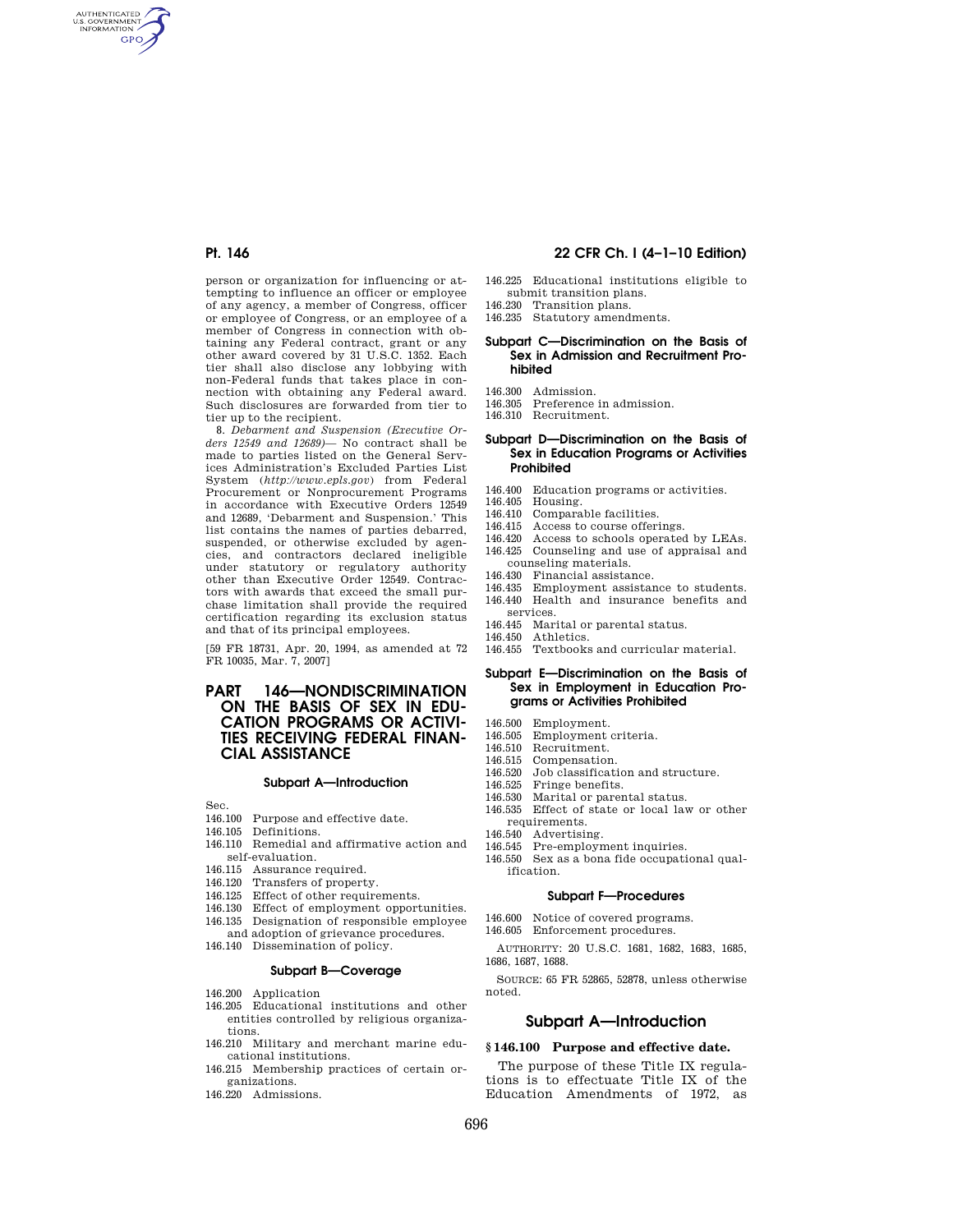person or organization for influencing or attempting to influence an officer or employee of any agency, a member of Congress, officer or employee of Congress, or an employee of a member of Congress in connection with obtaining any Federal contract, grant or any other award covered by 31 U.S.C. 1352. Each tier shall also disclose any lobbying with non-Federal funds that takes place in connection with obtaining any Federal award. Such disclosures are forwarded from tier to tier up to the recipient.

8. *Debarment and Suspension (Executive Orders 12549 and 12689)*— No contract shall be made to parties listed on the General Services Administration's Excluded Parties List System (*http://www.epls.gov*) from Federal Procurement or Nonprocurement Programs in accordance with Executive Orders 12549 and 12689, 'Debarment and Suspension.' This list contains the names of parties debarred, suspended, or otherwise excluded by agencies, and contractors declared ineligible under statutory or regulatory authority other than Executive Order 12549. Contractors with awards that exceed the small purchase limitation shall provide the required certification regarding its exclusion status and that of its principal employees.

[59 FR 18731, Apr. 20, 1994, as amended at 72 FR 10035, Mar. 7, 2007]

# PART 146—NONDISCRIMINATION ON THE BASIS OF SEX IN EDUCATION PROGRAMS OR ACTIVITIES RECEIVING FEDERAL FINANCIAL ASSISTANCE

### Subpart A—Introduction

Sec.
146.100 Purpose and effective date.
146.105 Definitions.
146.110 Remedial and affirmative action and self-evaluation.
146.115 Assurance required.
146.120 Transfers of property.
146.125 Effect of other requirements.
146.130 Effect of employment opportunities.
146.135 Designation of responsible employee and adoption of grievance procedures.
146.140 Dissemination of policy.

### Subpart B—Coverage

146.200 Application
146.205 Educational institutions and other entities controlled by religious organizations.
146.210 Military and merchant marine educational institutions.
146.215 Membership practices of certain organizations.
146.220 Admissions.
146.225 Educational institutions eligible to submit transition plans.
146.230 Transition plans.
146.235 Statutory amendments.

### Subpart C—Discrimination on the Basis of Sex in Admission and Recruitment Prohibited

146.300 Admission.
146.305 Preference in admission.
146.310 Recruitment.

### Subpart D—Discrimination on the Basis of Sex in Education Programs or Activities Prohibited

146.400 Education programs or activities.
146.405 Housing.
146.410 Comparable facilities.
146.415 Access to course offerings.
146.420 Access to schools operated by LEAs.
146.425 Counseling and use of appraisal and counseling materials.
146.430 Financial assistance.
146.435 Employment assistance to students.
146.440 Health and insurance benefits and services.
146.445 Marital or parental status.
146.450 Athletics.
146.455 Textbooks and curricular material.

### Subpart E—Discrimination on the Basis of Sex in Employment in Education Programs or Activities Prohibited

146.500 Employment.
146.505 Employment criteria.
146.510 Recruitment.
146.515 Compensation.
146.520 Job classification and structure.
146.525 Fringe benefits.
146.530 Marital or parental status.
146.535 Effect of state or local law or other requirements.
146.540 Advertising.
146.545 Pre-employment inquiries.
146.550 Sex as a bona fide occupational qualification.

### Subpart F—Procedures

146.600 Notice of covered programs.
146.605 Enforcement procedures.

AUTHORITY: 20 U.S.C. 1681, 1682, 1683, 1685, 1686, 1687, 1688.

SOURCE: 65 FR 52865, 52878, unless otherwise noted.

## Subpart A—Introduction

### § 146.100 Purpose and effective date.

The purpose of these Title IX regulations is to effectuate Title IX of the Education Amendments of 1972, as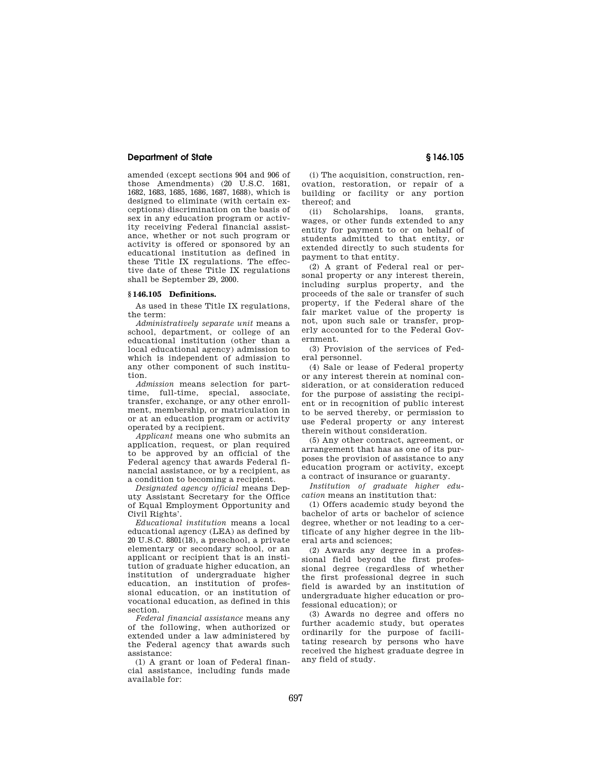amended (except sections 904 and 906 of those Amendments) (20 U.S.C. 1681, 1682, 1683, 1685, 1686, 1687, 1688), which is designed to eliminate (with certain exceptions) discrimination on the basis of sex in any education program or activity receiving Federal financial assistance, whether or not such program or activity is offered or sponsored by an educational institution as defined in these Title IX regulations. The effective date of these Title IX regulations shall be September 29, 2000.

### § 146.105 Definitions.

As used in these Title IX regulations, the term:

*Administratively separate unit* means a school, department, or college of an educational institution (other than a local educational agency) admission to which is independent of admission to any other component of such institution.

*Admission* means selection for part-time, full-time, special, associate, transfer, exchange, or any other enrollment, membership, or matriculation in or at an education program or activity operated by a recipient.

*Applicant* means one who submits an application, request, or plan required to be approved by an official of the Federal agency that awards Federal financial assistance, or by a recipient, as a condition to becoming a recipient.

*Designated agency official* means Deputy Assistant Secretary for the Office of Equal Employment Opportunity and Civil Rights'.

*Educational institution* means a local educational agency (LEA) as defined by 20 U.S.C. 8801(18), a preschool, a private elementary or secondary school, or an applicant or recipient that is an institution of graduate higher education, an institution of undergraduate higher education, an institution of professional education, or an institution of vocational education, as defined in this section.

*Federal financial assistance* means any of the following, when authorized or extended under a law administered by the Federal agency that awards such assistance:

(1) A grant or loan of Federal financial assistance, including funds made available for:

(i) The acquisition, construction, renovation, restoration, or repair of a building or facility or any portion thereof; and

(ii) Scholarships, loans, grants, wages, or other funds extended to any entity for payment to or on behalf of students admitted to that entity, or extended directly to such students for payment to that entity.

(2) A grant of Federal real or personal property or any interest therein, including surplus property, and the proceeds of the sale or transfer of such property, if the Federal share of the fair market value of the property is not, upon such sale or transfer, properly accounted for to the Federal Government.

(3) Provision of the services of Federal personnel.

(4) Sale or lease of Federal property or any interest therein at nominal consideration, or at consideration reduced for the purpose of assisting the recipient or in recognition of public interest to be served thereby, or permission to use Federal property or any interest therein without consideration.

(5) Any other contract, agreement, or arrangement that has as one of its purposes the provision of assistance to any education program or activity, except a contract of insurance or guaranty.

*Institution of graduate higher education* means an institution that:

(1) Offers academic study beyond the bachelor of arts or bachelor of science degree, whether or not leading to a certificate of any higher degree in the liberal arts and sciences;

(2) Awards any degree in a professional field beyond the first professional degree (regardless of whether the first professional degree in such field is awarded by an institution of undergraduate higher education or professional education); or

(3) Awards no degree and offers no further academic study, but operates ordinarily for the purpose of facilitating research by persons who have received the highest graduate degree in any field of study.